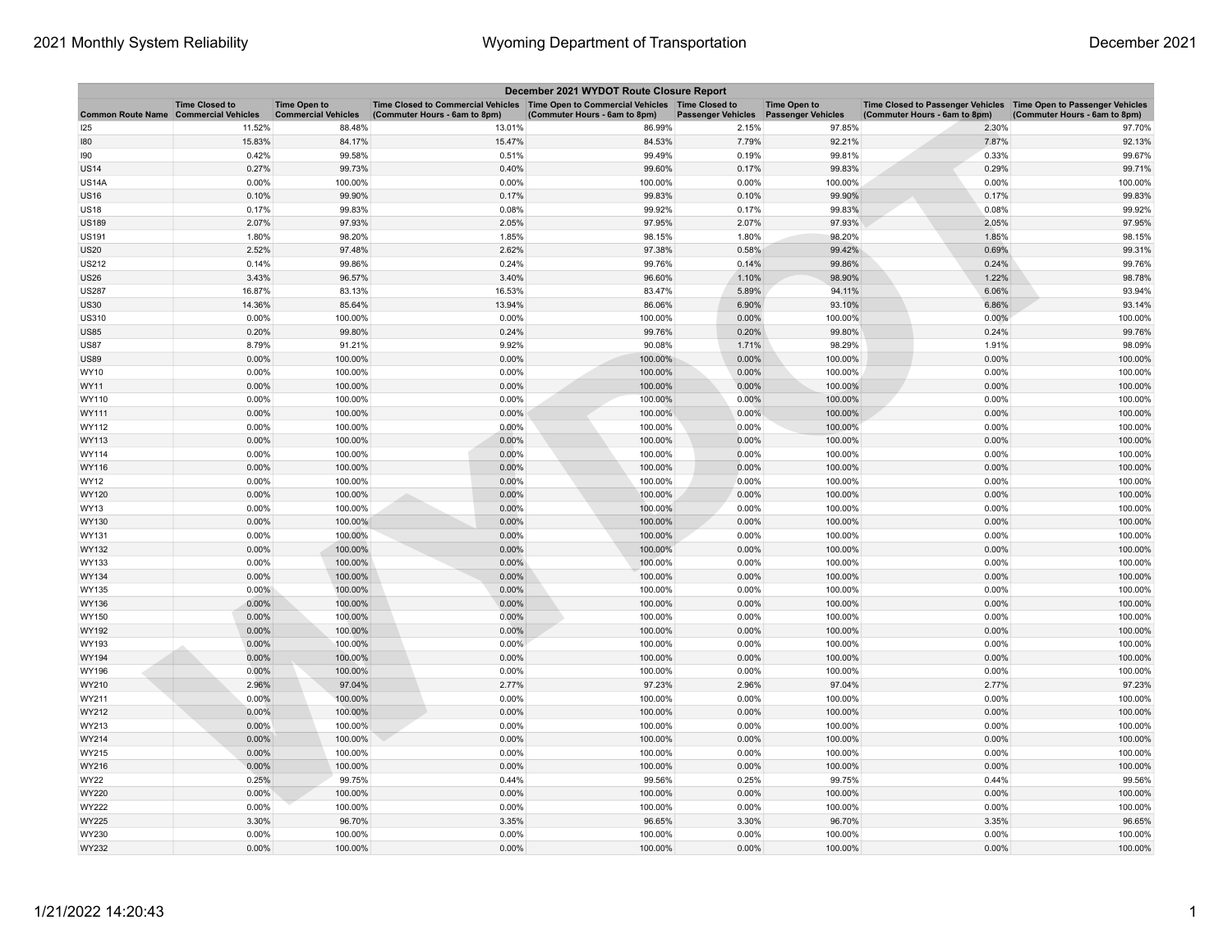| December 2021 WYDOT Route Closure Report | | | | | | | | |
|---|---|---|---|---|---|---|---|---|
| Common Route Name | Time Closed to Commercial Vehicles | Time Open to Commercial Vehicles | Time Closed to Commercial Vehicles (Commuter Hours - 6am to 8pm) | Time Open to Commercial Vehicles (Commuter Hours - 6am to 8pm) | Time Closed to Passenger Vehicles | Time Open to Passenger Vehicles | Time Closed to Passenger Vehicles (Commuter Hours - 6am to 8pm) | Time Open to Passenger Vehicles (Commuter Hours - 6am to 8pm) |
| I25 | 11.52% | 88.48% | 13.01% | 86.99% | 2.15% | 97.85% | 2.30% | 97.70% |
| I80 | 15.83% | 84.17% | 15.47% | 84.53% | 7.79% | 92.21% | 7.87% | 92.13% |
| I90 | 0.42% | 99.58% | 0.51% | 99.49% | 0.19% | 99.81% | 0.33% | 99.67% |
| US14 | 0.27% | 99.73% | 0.40% | 99.60% | 0.17% | 99.83% | 0.29% | 99.71% |
| US14A | 0.00% | 100.00% | 0.00% | 100.00% | 0.00% | 100.00% | 0.00% | 100.00% |
| US16 | 0.10% | 99.90% | 0.17% | 99.83% | 0.10% | 99.90% | 0.17% | 99.83% |
| US18 | 0.17% | 99.83% | 0.08% | 99.92% | 0.17% | 99.83% | 0.08% | 99.92% |
| US189 | 2.07% | 97.93% | 2.05% | 97.95% | 2.07% | 97.93% | 2.05% | 97.95% |
| US191 | 1.80% | 98.20% | 1.85% | 98.15% | 1.80% | 98.20% | 1.85% | 98.15% |
| US20 | 2.52% | 97.48% | 2.62% | 97.38% | 0.58% | 99.42% | 0.69% | 99.31% |
| US212 | 0.14% | 99.86% | 0.24% | 99.76% | 0.14% | 99.86% | 0.24% | 99.76% |
| US26 | 3.43% | 96.57% | 3.40% | 96.60% | 1.10% | 98.90% | 1.22% | 98.78% |
| US287 | 16.87% | 83.13% | 16.53% | 83.47% | 5.89% | 94.11% | 6.06% | 93.94% |
| US30 | 14.36% | 85.64% | 13.94% | 86.06% | 6.90% | 93.10% | 6.86% | 93.14% |
| US310 | 0.00% | 100.00% | 0.00% | 100.00% | 0.00% | 100.00% | 0.00% | 100.00% |
| US85 | 0.20% | 99.80% | 0.24% | 99.76% | 0.20% | 99.80% | 0.24% | 99.76% |
| US87 | 8.79% | 91.21% | 9.92% | 90.08% | 1.71% | 98.29% | 1.91% | 98.09% |
| US89 | 0.00% | 100.00% | 0.00% | 100.00% | 0.00% | 100.00% | 0.00% | 100.00% |
| WY10 | 0.00% | 100.00% | 0.00% | 100.00% | 0.00% | 100.00% | 0.00% | 100.00% |
| WY11 | 0.00% | 100.00% | 0.00% | 100.00% | 0.00% | 100.00% | 0.00% | 100.00% |
| WY110 | 0.00% | 100.00% | 0.00% | 100.00% | 0.00% | 100.00% | 0.00% | 100.00% |
| WY111 | 0.00% | 100.00% | 0.00% | 100.00% | 0.00% | 100.00% | 0.00% | 100.00% |
| WY112 | 0.00% | 100.00% | 0.00% | 100.00% | 0.00% | 100.00% | 0.00% | 100.00% |
| WY113 | 0.00% | 100.00% | 0.00% | 100.00% | 0.00% | 100.00% | 0.00% | 100.00% |
| WY114 | 0.00% | 100.00% | 0.00% | 100.00% | 0.00% | 100.00% | 0.00% | 100.00% |
| WY116 | 0.00% | 100.00% | 0.00% | 100.00% | 0.00% | 100.00% | 0.00% | 100.00% |
| WY12 | 0.00% | 100.00% | 0.00% | 100.00% | 0.00% | 100.00% | 0.00% | 100.00% |
| WY120 | 0.00% | 100.00% | 0.00% | 100.00% | 0.00% | 100.00% | 0.00% | 100.00% |
| WY13 | 0.00% | 100.00% | 0.00% | 100.00% | 0.00% | 100.00% | 0.00% | 100.00% |
| WY130 | 0.00% | 100.00% | 0.00% | 100.00% | 0.00% | 100.00% | 0.00% | 100.00% |
| WY131 | 0.00% | 100.00% | 0.00% | 100.00% | 0.00% | 100.00% | 0.00% | 100.00% |
| WY132 | 0.00% | 100.00% | 0.00% | 100.00% | 0.00% | 100.00% | 0.00% | 100.00% |
| WY133 | 0.00% | 100.00% | 0.00% | 100.00% | 0.00% | 100.00% | 0.00% | 100.00% |
| WY134 | 0.00% | 100.00% | 0.00% | 100.00% | 0.00% | 100.00% | 0.00% | 100.00% |
| WY135 | 0.00% | 100.00% | 0.00% | 100.00% | 0.00% | 100.00% | 0.00% | 100.00% |
| WY136 | 0.00% | 100.00% | 0.00% | 100.00% | 0.00% | 100.00% | 0.00% | 100.00% |
| WY150 | 0.00% | 100.00% | 0.00% | 100.00% | 0.00% | 100.00% | 0.00% | 100.00% |
| WY192 | 0.00% | 100.00% | 0.00% | 100.00% | 0.00% | 100.00% | 0.00% | 100.00% |
| WY193 | 0.00% | 100.00% | 0.00% | 100.00% | 0.00% | 100.00% | 0.00% | 100.00% |
| WY194 | 0.00% | 100.00% | 0.00% | 100.00% | 0.00% | 100.00% | 0.00% | 100.00% |
| WY196 | 0.00% | 100.00% | 0.00% | 100.00% | 0.00% | 100.00% | 0.00% | 100.00% |
| WY210 | 2.96% | 97.04% | 2.77% | 97.23% | 2.96% | 97.04% | 2.77% | 97.23% |
| WY211 | 0.00% | 100.00% | 0.00% | 100.00% | 0.00% | 100.00% | 0.00% | 100.00% |
| WY212 | 0.00% | 100.00% | 0.00% | 100.00% | 0.00% | 100.00% | 0.00% | 100.00% |
| WY213 | 0.00% | 100.00% | 0.00% | 100.00% | 0.00% | 100.00% | 0.00% | 100.00% |
| WY214 | 0.00% | 100.00% | 0.00% | 100.00% | 0.00% | 100.00% | 0.00% | 100.00% |
| WY215 | 0.00% | 100.00% | 0.00% | 100.00% | 0.00% | 100.00% | 0.00% | 100.00% |
| WY216 | 0.00% | 100.00% | 0.00% | 100.00% | 0.00% | 100.00% | 0.00% | 100.00% |
| WY22 | 0.25% | 99.75% | 0.44% | 99.56% | 0.25% | 99.75% | 0.44% | 99.56% |
| WY220 | 0.00% | 100.00% | 0.00% | 100.00% | 0.00% | 100.00% | 0.00% | 100.00% |
| WY222 | 0.00% | 100.00% | 0.00% | 100.00% | 0.00% | 100.00% | 0.00% | 100.00% |
| WY225 | 3.30% | 96.70% | 3.35% | 96.65% | 3.30% | 96.70% | 3.35% | 96.65% |
| WY230 | 0.00% | 100.00% | 0.00% | 100.00% | 0.00% | 100.00% | 0.00% | 100.00% |
| WY232 | 0.00% | 100.00% | 0.00% | 100.00% | 0.00% | 100.00% | 0.00% | 100.00% |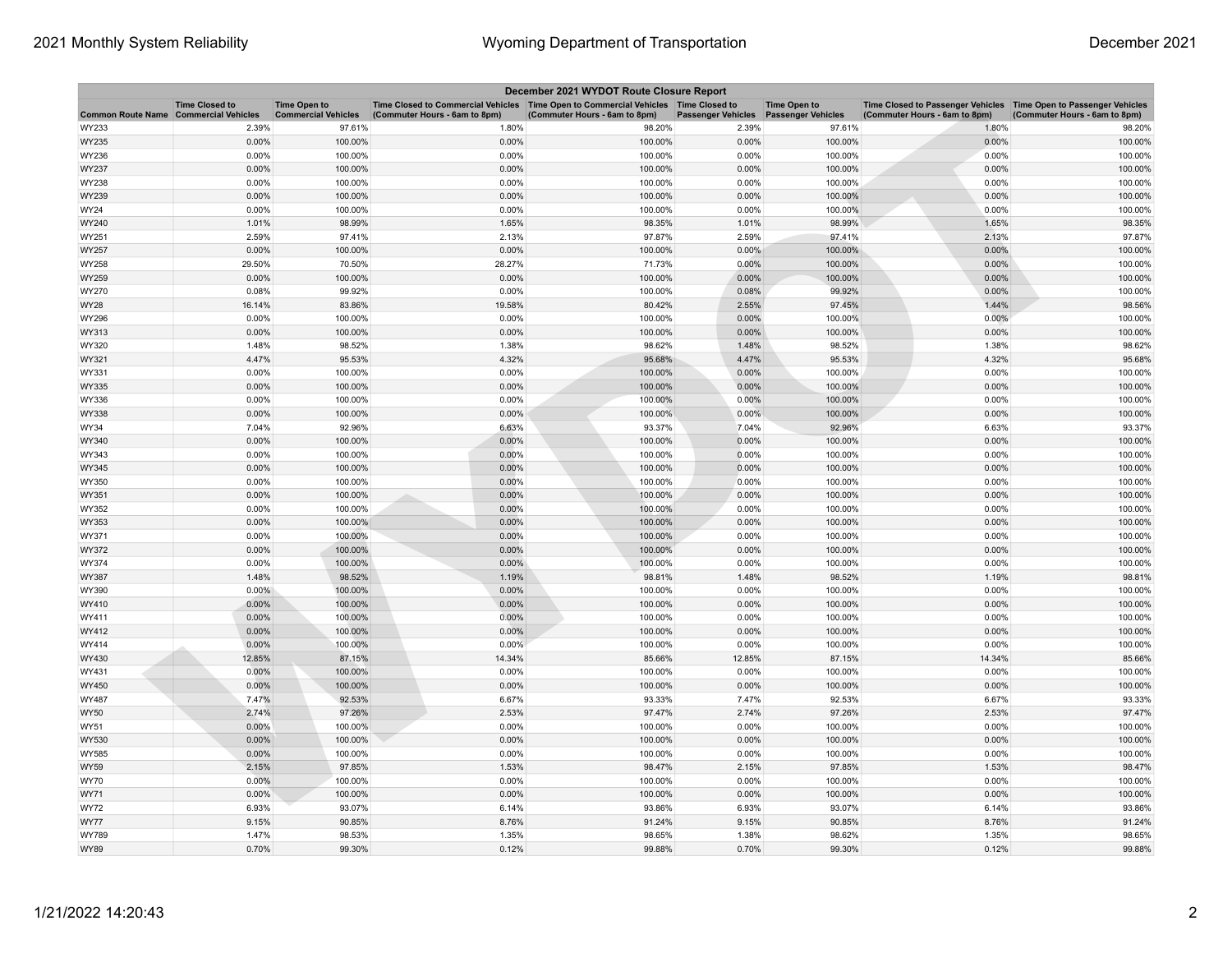| December 2021 WYDOT Route Closure Report | | | | | | | | |
|---|---|---|---|---|---|---|---|---|
| Common Route Name | Time Closed to Commercial Vehicles | Time Open to Commercial Vehicles | Time Closed to Commercial Vehicles (Commuter Hours - 6am to 8pm) | Time Open to Commercial Vehicles (Commuter Hours - 6am to 8pm) | Time Closed to Passenger Vehicles | Time Open to Passenger Vehicles | Time Closed to Passenger Vehicles (Commuter Hours - 6am to 8pm) | Time Open to Passenger Vehicles (Commuter Hours - 6am to 8pm) |
| WY233 | 2.39% | 97.61% | 1.80% | 98.20% | 2.39% | 97.61% | 1.80% | 98.20% |
| WY235 | 0.00% | 100.00% | 0.00% | 100.00% | 0.00% | 100.00% | 0.00% | 100.00% |
| WY236 | 0.00% | 100.00% | 0.00% | 100.00% | 0.00% | 100.00% | 0.00% | 100.00% |
| WY237 | 0.00% | 100.00% | 0.00% | 100.00% | 0.00% | 100.00% | 0.00% | 100.00% |
| WY238 | 0.00% | 100.00% | 0.00% | 100.00% | 0.00% | 100.00% | 0.00% | 100.00% |
| WY239 | 0.00% | 100.00% | 0.00% | 100.00% | 0.00% | 100.00% | 0.00% | 100.00% |
| WY24 | 0.00% | 100.00% | 0.00% | 100.00% | 0.00% | 100.00% | 0.00% | 100.00% |
| WY240 | 1.01% | 98.99% | 1.65% | 98.35% | 1.01% | 98.99% | 1.65% | 98.35% |
| WY251 | 2.59% | 97.41% | 2.13% | 97.87% | 2.59% | 97.41% | 2.13% | 97.87% |
| WY257 | 0.00% | 100.00% | 0.00% | 100.00% | 0.00% | 100.00% | 0.00% | 100.00% |
| WY258 | 29.50% | 70.50% | 28.27% | 71.73% | 0.00% | 100.00% | 0.00% | 100.00% |
| WY259 | 0.00% | 100.00% | 0.00% | 100.00% | 0.00% | 100.00% | 0.00% | 100.00% |
| WY270 | 0.08% | 99.92% | 0.00% | 100.00% | 0.08% | 99.92% | 0.00% | 100.00% |
| WY28 | 16.14% | 83.86% | 19.58% | 80.42% | 2.55% | 97.45% | 1.44% | 98.56% |
| WY296 | 0.00% | 100.00% | 0.00% | 100.00% | 0.00% | 100.00% | 0.00% | 100.00% |
| WY313 | 0.00% | 100.00% | 0.00% | 100.00% | 0.00% | 100.00% | 0.00% | 100.00% |
| WY320 | 1.48% | 98.52% | 1.38% | 98.62% | 1.48% | 98.52% | 1.38% | 98.62% |
| WY321 | 4.47% | 95.53% | 4.32% | 95.68% | 4.47% | 95.53% | 4.32% | 95.68% |
| WY331 | 0.00% | 100.00% | 0.00% | 100.00% | 0.00% | 100.00% | 0.00% | 100.00% |
| WY335 | 0.00% | 100.00% | 0.00% | 100.00% | 0.00% | 100.00% | 0.00% | 100.00% |
| WY336 | 0.00% | 100.00% | 0.00% | 100.00% | 0.00% | 100.00% | 0.00% | 100.00% |
| WY338 | 0.00% | 100.00% | 0.00% | 100.00% | 0.00% | 100.00% | 0.00% | 100.00% |
| WY34 | 7.04% | 92.96% | 6.63% | 93.37% | 7.04% | 92.96% | 6.63% | 93.37% |
| WY340 | 0.00% | 100.00% | 0.00% | 100.00% | 0.00% | 100.00% | 0.00% | 100.00% |
| WY343 | 0.00% | 100.00% | 0.00% | 100.00% | 0.00% | 100.00% | 0.00% | 100.00% |
| WY345 | 0.00% | 100.00% | 0.00% | 100.00% | 0.00% | 100.00% | 0.00% | 100.00% |
| WY350 | 0.00% | 100.00% | 0.00% | 100.00% | 0.00% | 100.00% | 0.00% | 100.00% |
| WY351 | 0.00% | 100.00% | 0.00% | 100.00% | 0.00% | 100.00% | 0.00% | 100.00% |
| WY352 | 0.00% | 100.00% | 0.00% | 100.00% | 0.00% | 100.00% | 0.00% | 100.00% |
| WY353 | 0.00% | 100.00% | 0.00% | 100.00% | 0.00% | 100.00% | 0.00% | 100.00% |
| WY371 | 0.00% | 100.00% | 0.00% | 100.00% | 0.00% | 100.00% | 0.00% | 100.00% |
| WY372 | 0.00% | 100.00% | 0.00% | 100.00% | 0.00% | 100.00% | 0.00% | 100.00% |
| WY374 | 0.00% | 100.00% | 0.00% | 100.00% | 0.00% | 100.00% | 0.00% | 100.00% |
| WY387 | 1.48% | 98.52% | 1.19% | 98.81% | 1.48% | 98.52% | 1.19% | 98.81% |
| WY390 | 0.00% | 100.00% | 0.00% | 100.00% | 0.00% | 100.00% | 0.00% | 100.00% |
| WY410 | 0.00% | 100.00% | 0.00% | 100.00% | 0.00% | 100.00% | 0.00% | 100.00% |
| WY411 | 0.00% | 100.00% | 0.00% | 100.00% | 0.00% | 100.00% | 0.00% | 100.00% |
| WY412 | 0.00% | 100.00% | 0.00% | 100.00% | 0.00% | 100.00% | 0.00% | 100.00% |
| WY414 | 0.00% | 100.00% | 0.00% | 100.00% | 0.00% | 100.00% | 0.00% | 100.00% |
| WY430 | 12.85% | 87.15% | 14.34% | 85.66% | 12.85% | 87.15% | 14.34% | 85.66% |
| WY431 | 0.00% | 100.00% | 0.00% | 100.00% | 0.00% | 100.00% | 0.00% | 100.00% |
| WY450 | 0.00% | 100.00% | 0.00% | 100.00% | 0.00% | 100.00% | 0.00% | 100.00% |
| WY487 | 7.47% | 92.53% | 6.67% | 93.33% | 7.47% | 92.53% | 6.67% | 93.33% |
| WY50 | 2.74% | 97.26% | 2.53% | 97.47% | 2.74% | 97.26% | 2.53% | 97.47% |
| WY51 | 0.00% | 100.00% | 0.00% | 100.00% | 0.00% | 100.00% | 0.00% | 100.00% |
| WY530 | 0.00% | 100.00% | 0.00% | 100.00% | 0.00% | 100.00% | 0.00% | 100.00% |
| WY585 | 0.00% | 100.00% | 0.00% | 100.00% | 0.00% | 100.00% | 0.00% | 100.00% |
| WY59 | 2.15% | 97.85% | 1.53% | 98.47% | 2.15% | 97.85% | 1.53% | 98.47% |
| WY70 | 0.00% | 100.00% | 0.00% | 100.00% | 0.00% | 100.00% | 0.00% | 100.00% |
| WY71 | 0.00% | 100.00% | 0.00% | 100.00% | 0.00% | 100.00% | 0.00% | 100.00% |
| WY72 | 6.93% | 93.07% | 6.14% | 93.86% | 6.93% | 93.07% | 6.14% | 93.86% |
| WY77 | 9.15% | 90.85% | 8.76% | 91.24% | 9.15% | 90.85% | 8.76% | 91.24% |
| WY789 | 1.47% | 98.53% | 1.35% | 98.65% | 1.38% | 98.62% | 1.35% | 98.65% |
| WY89 | 0.70% | 99.30% | 0.12% | 99.88% | 0.70% | 99.30% | 0.12% | 99.88% |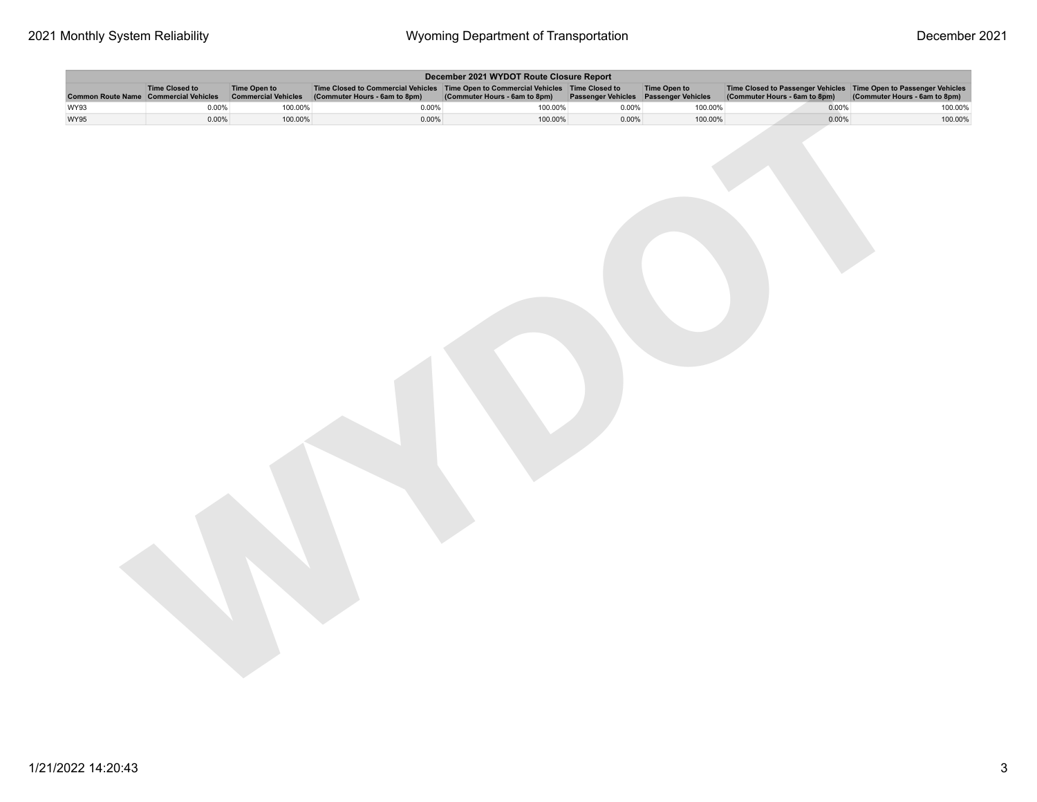| December 2021 WYDOT Route Closure Report | | | | | | | | |
|---|---|---|---|---|---|---|---|---|
| Common Route Name | Time Closed to Commercial Vehicles | Time Open to Commercial Vehicles | Time Closed to Commercial Vehicles (Commuter Hours - 6am to 8pm) | Time Open to Commercial Vehicles (Commuter Hours - 6am to 8pm) | Time Closed to Passenger Vehicles | Time Open to Passenger Vehicles | Time Closed to Passenger Vehicles (Commuter Hours - 6am to 8pm) | Time Open to Passenger Vehicles (Commuter Hours - 6am to 8pm) |
| WY93 | 0.00% | 100.00% | 0.00% | 100.00% | 0.00% | 100.00% | 0.00% | 100.00% |
| WY95 | 0.00% | 100.00% | 0.00% | 100.00% | 0.00% | 100.00% | 0.00% | 100.00% |